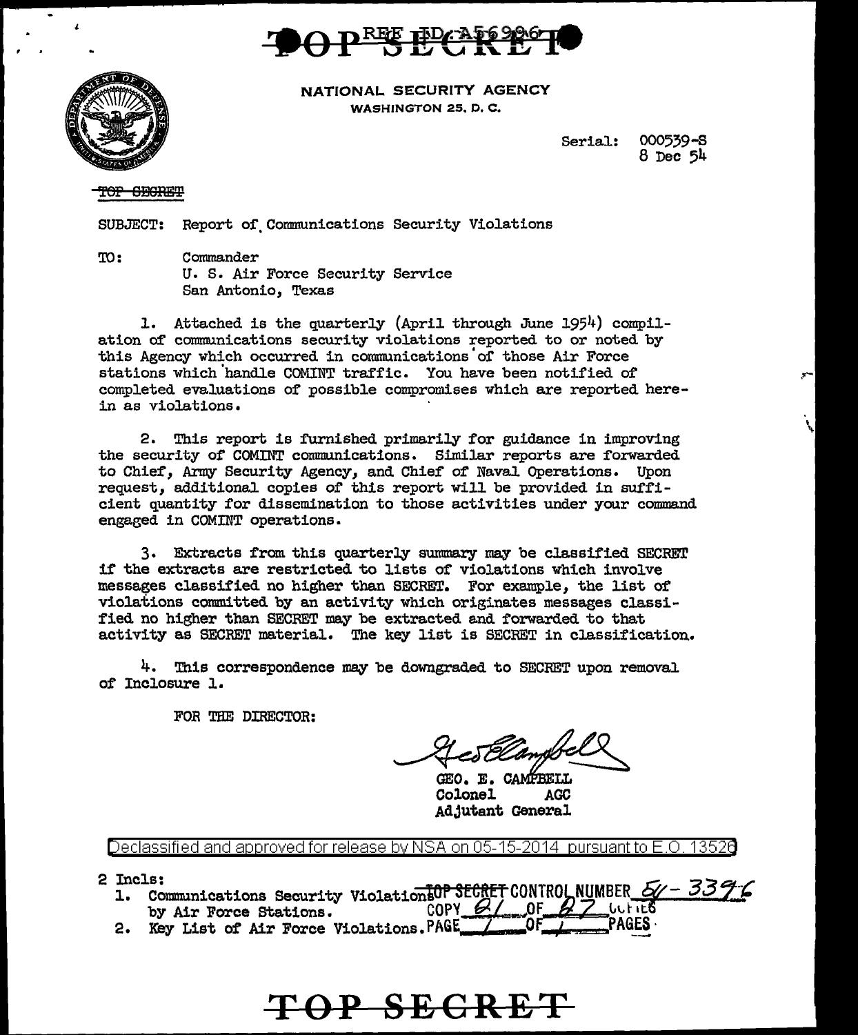TOP SECRET

REF ID:A56996

NATIONAL SECURITY AGENCY
WASHINGTON 25, D. C.

Serial: 000539-S
8 Dec 54

~~TOP SECRET~~

SUBJECT: Report of Communications Security Violations

TO: Commander
U. S. Air Force Security Service
San Antonio, Texas

1. Attached is the quarterly (April through June 1954) compilation of communications security violations reported to or noted by this Agency which occurred in communications of those Air Force stations which handle COMINT traffic. You have been notified of completed evaluations of possible compromises which are reported herein as violations.

2. This report is furnished primarily for guidance in improving the security of COMINT communications. Similar reports are forwarded to Chief, Army Security Agency, and Chief of Naval Operations. Upon request, additional copies of this report will be provided in sufficient quantity for dissemination to those activities under your command engaged in COMINT operations.

3. Extracts from this quarterly summary may be classified SECRET if the extracts are restricted to lists of violations which involve messages classified no higher than SECRET. For example, the list of violations committed by an activity which originates messages classified no higher than SECRET may be extracted and forwarded to that activity as SECRET material. The key list is SECRET in classification.

4. This correspondence may be downgraded to SECRET upon removal of Inclosure 1.

FOR THE DIRECTOR:

GEO. E. CAMPBELL
Colonel AGC
Adjutant General

Declassified and approved for release by NSA on 05-15-2014 pursuant to E.O. 13526

2 Incls:
1. Communications Security Violations by Air Force Stations.
2. Key List of Air Force Violations.

TOP SECRET CONTROL NUMBER 54 - 3396
COPY 21 OF 27 COPIES
PAGE 1 OF 1 PAGES

TOP SECRET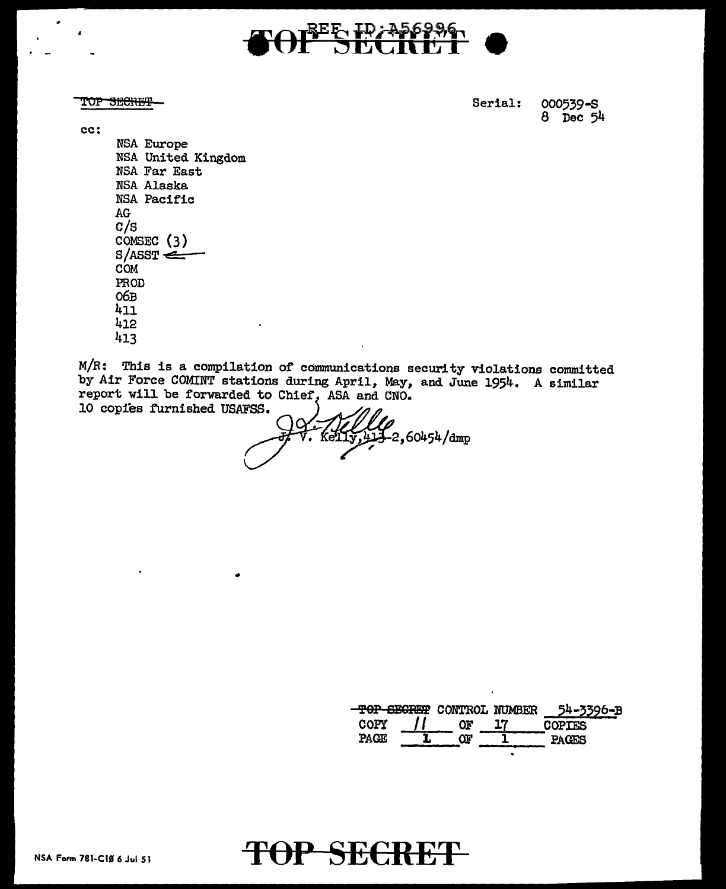TOP SECRET

TOP SECRET

Serial: 000539-S
8 Dec 54

cc:

NSA Europe
NSA United Kingdom
NSA Far East
NSA Alaska
NSA Pacific
AG
C/S
COMSEC (3)
S/ASST ←
COM
PROD
06B
411
412
413

M/R: This is a compilation of communications security violations committed by Air Force COMINT stations during April, May, and June 1954. A similar report will be forwarded to Chief, ASA and CNO.
10 copies furnished USAFSS.

J. V. Kelly, 413-2, 60454/dmp

| TOP SECRET CONTROL NUMBER | 54-3396-B | | |
| --- | --- | --- | --- |
| COPY 11 | OF | 17 | COPIES |
| PAGE 1 | OF | 1 | PAGES |

NSA Form 781-C10 6 Jul 51

TOP SECRET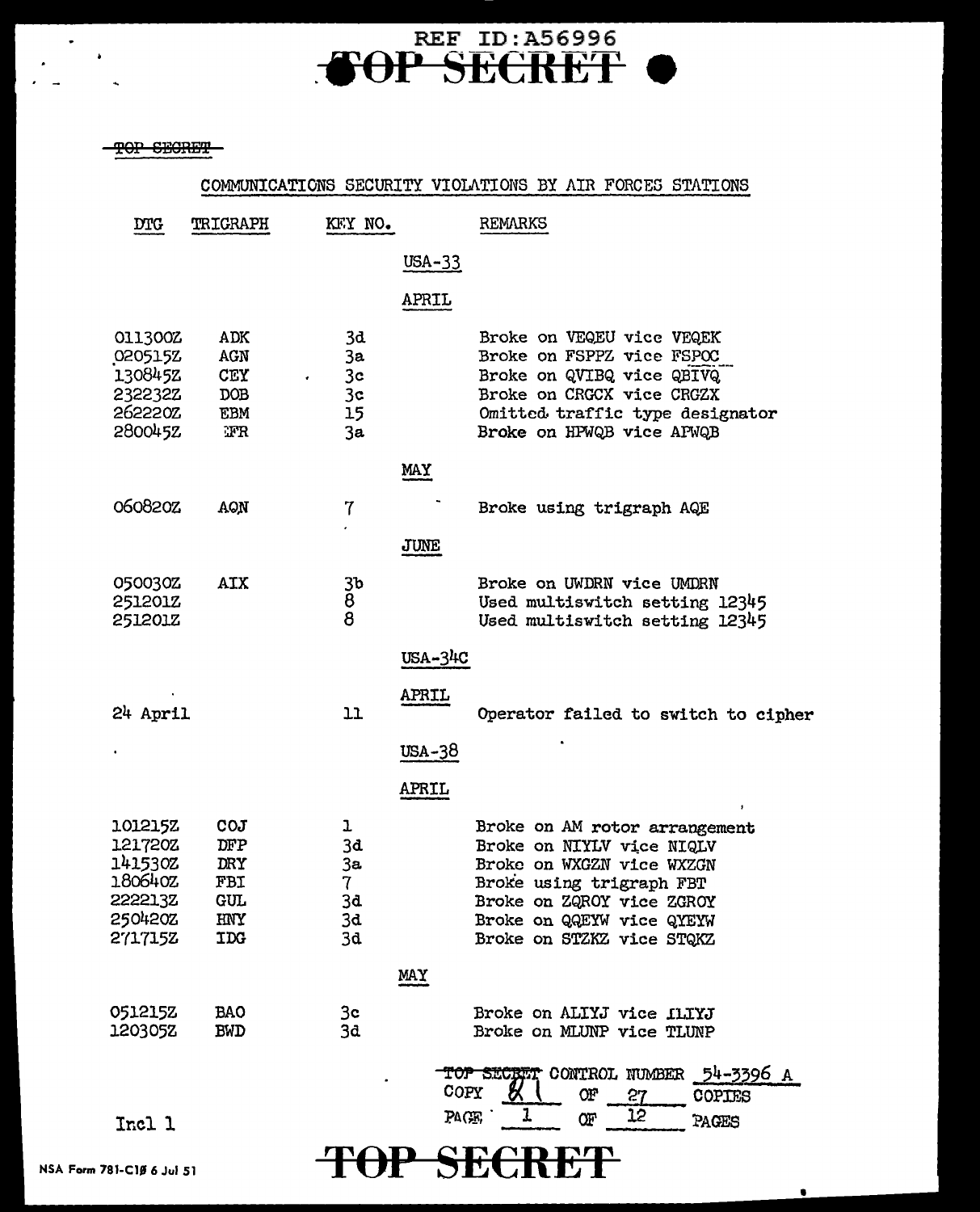REF ID:A56996

TOP SECRET

TOP SECRET

## COMMUNICATIONS SECURITY VIOLATIONS BY AIR FORCES STATIONS

| DTG | TRIGRAPH | KEY NO. | REMARKS |
|---|---|---|---|
| | | **USA-33** | |
| | | **APRIL** | |
| 011300Z | ADK | 3d | Broke on VEQEU vice VEQEK |
| 020515Z | AGN | 3a | Broke on FSPPZ vice FSPOC |
| 130845Z | CEY | 3c | Broke on QVIBQ vice QBIVQ |
| 232232Z | DOB | 3c | Broke on CRGCX vice CRGZX |
| 262220Z | EBM | 15 | Omitted traffic type designator |
| 280045Z | EFR | 3a | Broke on HPWQB vice APWQB |
| | | **MAY** | |
| 060820Z | AQN | 7 | Broke using trigraph AQE |
| | | **JUNE** | |
| 050030Z | AIX | 3b | Broke on UWDRN vice UMDRN |
| 251201Z | | 8 | Used multiswitch setting 12345 |
| 251201Z | | 8 | Used multiswitch setting 12345 |
| | | **USA-34C** | |
| | | **APRIL** | |
| 24 April | | 11 | Operator failed to switch to cipher |
| | | **USA-38** | |
| | | **APRIL** | |
| 101215Z | COJ | 1 | Broke on AM rotor arrangement |
| 121720Z | DFP | 3d | Broke on NIYLV vice NIQLV |
| 141530Z | DRY | 3a | Broke on WXGZN vice WXZGN |
| 180640Z | FBI | 7 | Broke using trigraph FBT |
| 222213Z | GUL | 3d | Broke on ZQROY vice ZGROY |
| 250420Z | HNY | 3d | Broke on QQEYW vice QYEYW |
| 271715Z | IDG | 3d | Broke on STZKZ vice STQKZ |
| | | **MAY** | |
| 051215Z | BAO | 3c | Broke on ALIYJ vice ILIYJ |
| 120305Z | BWD | 3d | Broke on MLUNP vice TLUNP |

TOP SECRET CONTROL NUMBER 54-3396 A
COPY 21 OF 27 COPIES
PAGE 1 OF 12 PAGES

Incl 1

NSA Form 781-C10 6 Jul 51

TOP SECRET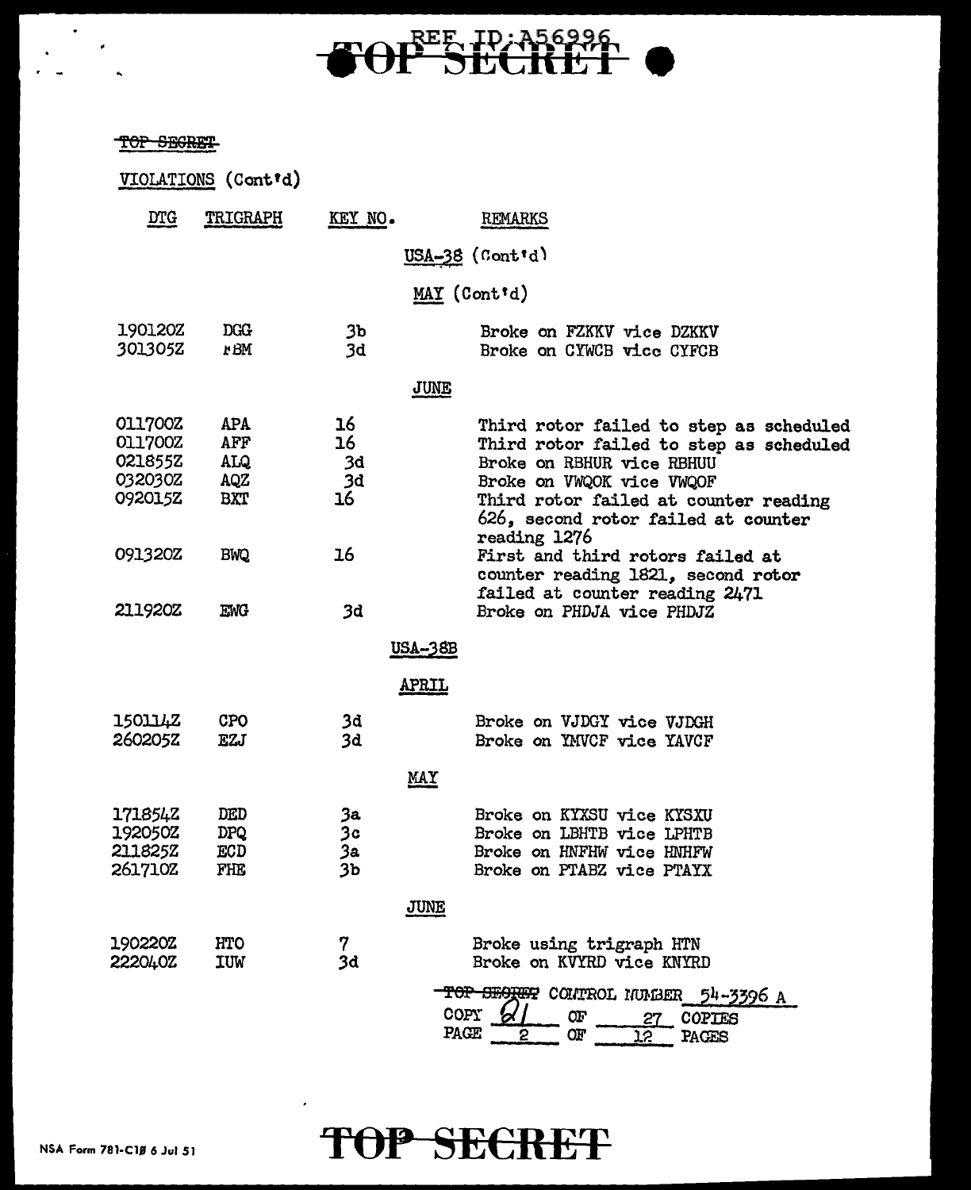TOP SECRET

VIOLATIONS (Cont'd)

| DTG | TRIGRAPH | KEY NO. | REMARKS |
|---|---|---|---|
| | | | **USA-38 (Cont'd)** |
| | | | **MAY (Cont'd)** |
| 190120Z | DGG | 3b | Broke on FZKKV vice DZKKV |
| 301305Z | FBM | 3d | Broke on CYWCB vice CYFCB |
| | | | **JUNE** |
| 011700Z | APA | 16 | Third rotor failed to step as scheduled |
| 011700Z | AFF | 16 | Third rotor failed to step as scheduled |
| 021855Z | ALQ | 3d | Broke on RBHUR vice RBHUU |
| 032030Z | AQZ | 3d | Broke on VWQOK vice VWQOF |
| 092015Z | BXT | 16 | Third rotor failed at counter reading 626, second rotor failed at counter reading 1276 |
| 091320Z | BWQ | 16 | First and third rotors failed at counter reading 1821, second rotor failed at counter reading 2471 |
| 211920Z | EWG | 3d | Broke on PHDJA vice PHDJZ |
| | | | **USA-38B** |
| | | | **APRIL** |
| 150114Z | CPO | 3d | Broke on VJDGY vice VJDGH |
| 260205Z | EZJ | 3d | Broke on YMVCF vice YAVCF |
| | | | **MAY** |
| 171854Z | DED | 3a | Broke on KYXSU vice KYSXU |
| 192050Z | DPQ | 3c | Broke on LBHTB vice LPHTB |
| 211825Z | ECD | 3a | Broke on HNFHW vice HNHFW |
| 261710Z | FHE | 3b | Broke on PTABZ vice PTAYX |
| | | | **JUNE** |
| 190220Z | HTO | 7 | Broke using trigraph HTN |
| 222040Z | IUW | 3d | Broke on KVYRD vice KNYRD |

TOP SECRET CONTROL NUMBER 54-3396 A
COPY 21 OF 27 COPIES
PAGE 2 OF 12 PAGES

NSA Form 781-C10 6 Jul 51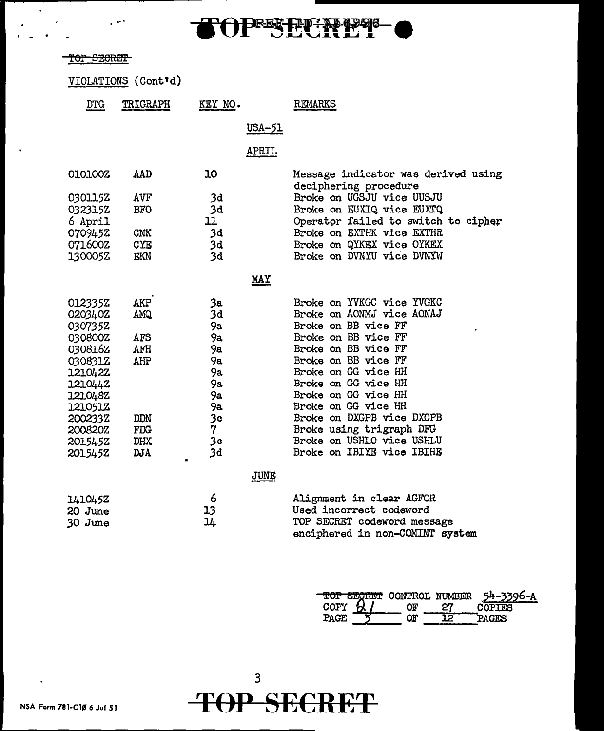TOP SECRET

VIOLATIONS (Cont'd)

| DTG | TRIGRAPH | KEY NO. | REMARKS |
|---|---|---|---|
| | | **USA-51** | |
| | | **APRIL** | |
| 010100Z | AAD | 10 | Message indicator was derived using deciphering procedure |
| 030115Z | AVF | 3d | Broke on UGSJU vice UUSJU |
| 032315Z | BFO | 3d | Broke on EUXIQ vice EUXTQ |
| 6 April | | 11 | Operator failed to switch to cipher |
| 070945Z | CNK | 3d | Broke on EXTHK vice EXTHR |
| 071600Z | CYE | 3d | Broke on QYKEX vice OYKEX |
| 130005Z | EKN | 3d | Broke on DVNYU vice DVNYW |
| | | **MAY** | |
| 012335Z | AKP | 3a | Broke on YVKGC vice YVGKC |
| 020340Z | AMQ | 3d | Broke on AONMJ vice AONAJ |
| 030735Z | | 9a | Broke on BB vice FF |
| 030800Z | AFS | 9a | Broke on BB vice FF |
| 030816Z | AFH | 9a | Broke on BB vice FF |
| 030831Z | AHP | 9a | Broke on BB vice FF |
| 121042Z | | 9a | Broke on GG vice HH |
| 121044Z | | 9a | Broke on GG vice HH |
| 121048Z | | 9a | Broke on GG vice HH |
| 121051Z | | 9a | Broke on GG vice HH |
| 200233Z | DDN | 3c | Broke on DXGPB vice DXCPB |
| 200820Z | FDG | 7 | Broke using trigraph DFG |
| 201545Z | DHX | 3c | Broke on USHLO vice USHLU |
| 201545Z | DJA | 3d | Broke on IBIYE vice IBIHE |
| | | **JUNE** | |
| 141045Z | | 6 | Alignment in clear AGFOR |
| 20 June | | 13 | Used incorrect codeword |
| 30 June | | 14 | TOP SECRET codeword message enciphered in non-COMINT system |

TOP SECRET CONTROL NUMBER 54-3396-A
COPY 21 OF 27 COPIES
PAGE 3 OF 12 PAGES

NSA Form 781-C10 6 Jul 51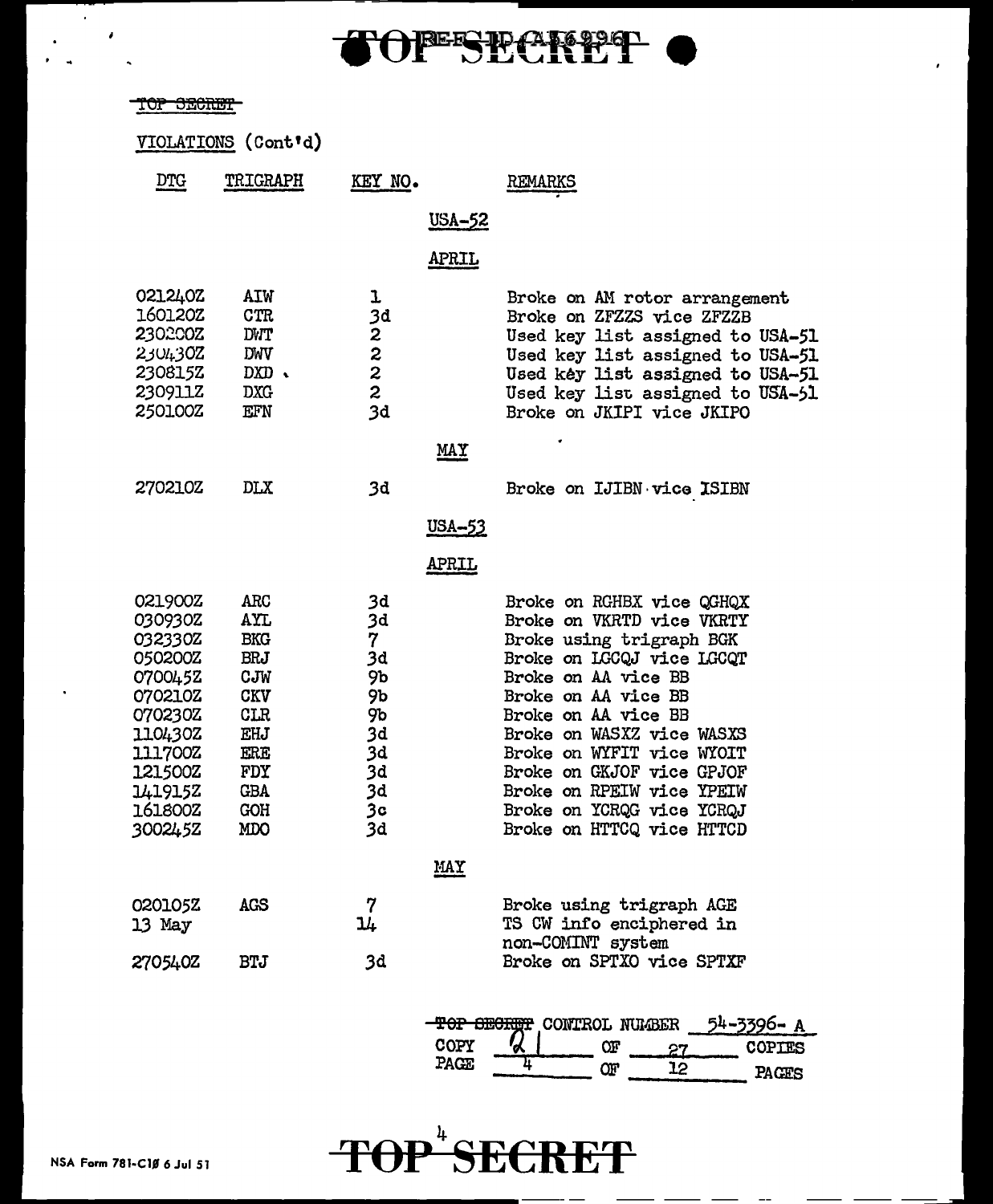TOP SECRET

VIOLATIONS (Cont'd)

| DTG | TRIGRAPH | KEY NO. | REMARKS |
|---|---|---|---|
| | | **USA-52** | |
| | | **APRIL** | |
| 021240Z | AIW | 1 | Broke on AM rotor arrangement |
| 160120Z | CTR | 3d | Broke on ZFZZS vice ZFZZB |
| 230200Z | DWT | 2 | Used key list assigned to USA-51 |
| 230430Z | DWV | 2 | Used key list assigned to USA-51 |
| 230815Z | DXD | 2 | Used key list assigned to USA-51 |
| 230911Z | DXG | 2 | Used key list assigned to USA-51 |
| 250100Z | EFN | 3d | Broke on JKIPI vice JKIPO |
| | | **MAY** | |
| 270210Z | DLX | 3d | Broke on IJIBN vice ISIBN |
| | | **USA-53** | |
| | | **APRIL** | |
| 021900Z | ARC | 3d | Broke on RGHBX vice QGHQX |
| 030930Z | AYL | 3d | Broke on VKRTD vice VKRTY |
| 032330Z | BKG | 7 | Broke using trigraph BGK |
| 050200Z | BRJ | 3d | Broke on LGCQJ vice LGCQT |
| 070045Z | CJW | 9b | Broke on AA vice BB |
| 070210Z | CKV | 9b | Broke on AA vice BB |
| 070230Z | CLR | 9b | Broke on AA vice BB |
| 110430Z | EHJ | 3d | Broke on WASXZ vice WASXS |
| 111700Z | ERE | 3d | Broke on WYFIT vice WYOIT |
| 121500Z | FDY | 3d | Broke on GKJOF vice GPJOF |
| 141915Z | GBA | 3d | Broke on RPEIW vice YPEIW |
| 161800Z | GOH | 3c | Broke on YCRQG vice YCRQJ |
| 300245Z | MDO | 3d | Broke on HTTCQ vice HTTCD |
| | | **MAY** | |
| 020105Z | AGS | 7 | Broke using trigraph AGE |
| 13 May | | 14 | TS CW info enciphered in non-COMINT system |
| 270540Z | BTJ | 3d | Broke on SPTXO vice SPTXF |

TOP SECRET CONTROL NUMBER 54-3396- A
COPY 21 OF 27 COPIES
PAGE 4 OF 12 PAGES

NSA Form 781-C10 6 Jul 51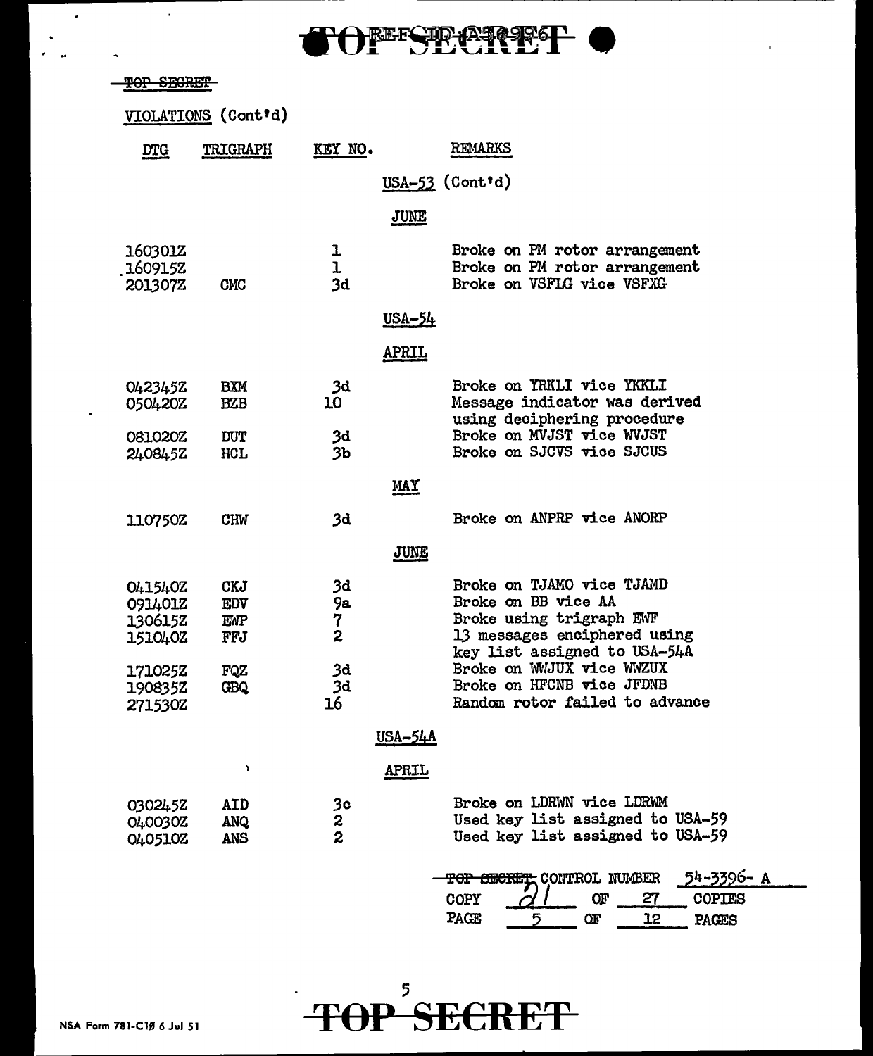~~TOP SECRET~~

VIOLATIONS (Cont'd)

| DTG | TRIGRAPH | KEY NO. | REMARKS |
|---|---|---|---|
| | | | **USA-53 (Cont'd)** |
| | | | **JUNE** |
| 160301Z | | 1 | Broke on PM rotor arrangement |
| 160915Z | | 1 | Broke on PM rotor arrangement |
| 201307Z | CMC | 3d | Broke on VSFLG vice VSFXG |
| | | | **USA-54** |
| | | | **APRIL** |
| 042345Z | BXM | 3d | Broke on YRKLI vice YKKLI |
| 050420Z | BZB | 10 | Message indicator was derived using deciphering procedure |
| 081020Z | DUT | 3d | Broke on MVJST vice WVJST |
| 240845Z | HCL | 3b | Broke on SJCVS vice SJCUS |
| | | | **MAY** |
| 110750Z | CHW | 3d | Broke on ANPRP vice ANORP |
| | | | **JUNE** |
| 041540Z | CKJ | 3d | Broke on TJAMO vice TJAMD |
| 091401Z | EDV | 9a | Broke on BB vice AA |
| 130615Z | EWP | 7 | Broke using trigraph EWF |
| 151040Z | FFJ | 2 | 13 messages enciphered using key list assigned to USA-54A |
| 171025Z | FQZ | 3d | Broke on WWJUX vice WWZUX |
| 190835Z | GBQ | 3d | Broke on HFCNB vice JFDNB |
| 271530Z | | 16 | Random rotor failed to advance |
| | | | **USA-54A** |
| | | | **APRIL** |
| 030245Z | AID | 3c | Broke on LDRWN vice LDRWM |
| 040030Z | ANQ | 2 | Used key list assigned to USA-59 |
| 040510Z | ANS | 2 | Used key list assigned to USA-59 |

~~TOP SECRET~~ CONTROL NUMBER 54-3396- A
COPY 21 OF 27 COPIES
PAGE 5 OF 12 PAGES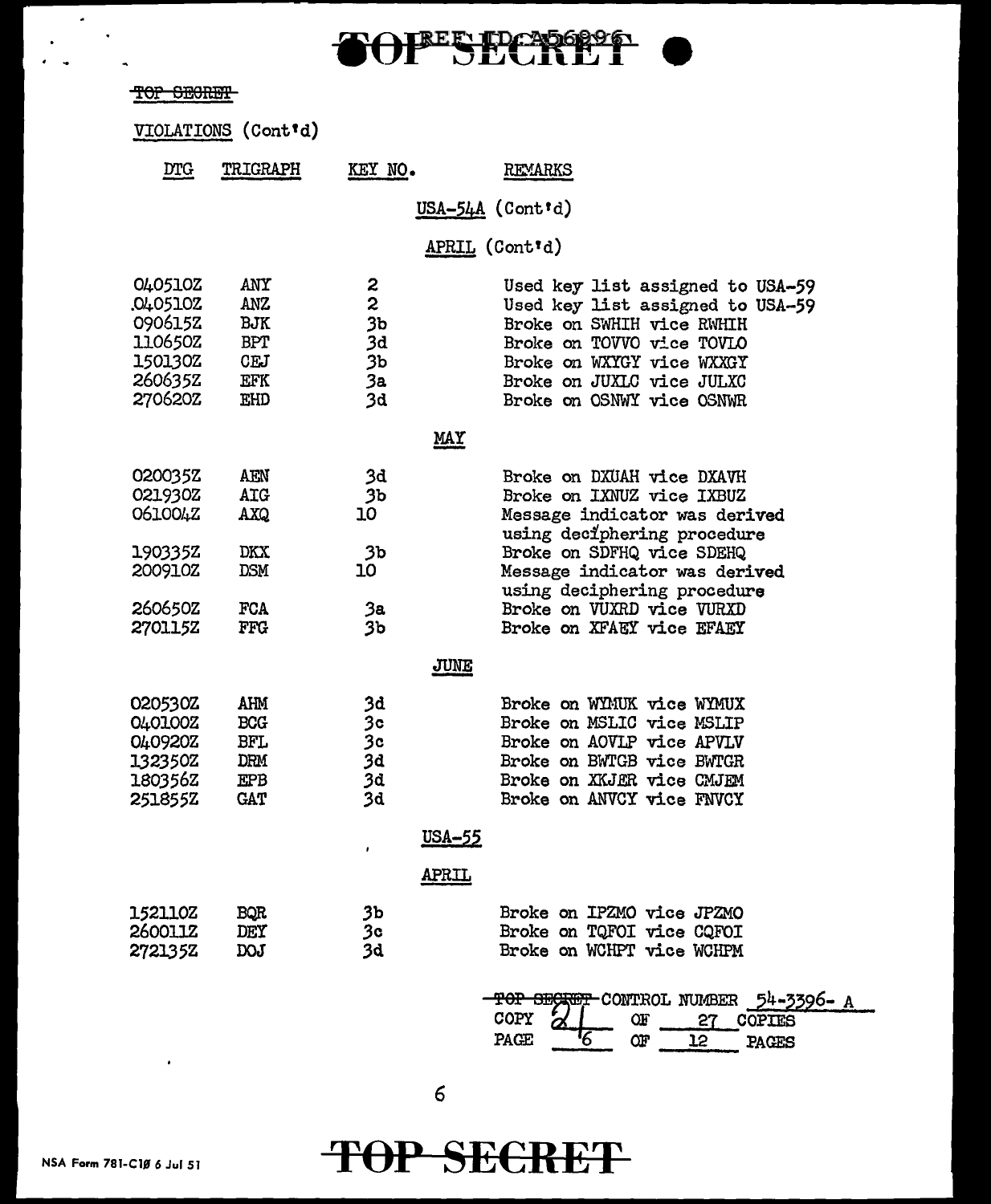TOP SECRET

VIOLATIONS (Cont'd)

| DTG | TRIGRAPH | KEY NO. | REMARKS |
|---|---|---|---|
| | | | **USA-54A (Cont'd)** |
| | | | **APRIL (Cont'd)** |
| 040510Z | ANY | 2 | Used key list assigned to USA-59 |
| 040510Z | ANZ | 2 | Used key list assigned to USA-59 |
| 090615Z | BJK | 3b | Broke on SWHIH vice RWHIH |
| 110650Z | BPT | 3d | Broke on TOVVO vice TOVLO |
| 150130Z | CEJ | 3b | Broke on WXYGY vice WXXGY |
| 260635Z | EFK | 3a | Broke on JUXLC vice JULXC |
| 270620Z | EHD | 3d | Broke on OSNWY vice OSNWR |
| | | | **MAY** |
| 020035Z | AEN | 3d | Broke on DXUAH vice DXAVH |
| 021930Z | AIG | 3b | Broke on IXNUZ vice IXBUZ |
| 061004Z | AXQ | 10 | Message indicator was derived using deciphering procedure |
| 190335Z | DKX | 3b | Broke on SDFHQ vice SDEHQ |
| 200910Z | DSM | 10 | Message indicator was derived using deciphering procedure |
| 260650Z | FCA | 3a | Broke on VUXRD vice VURXD |
| 270115Z | FFG | 3b | Broke on XFAEY vice EFAEY |
| | | | **JUNE** |
| 020530Z | AHM | 3d | Broke on WYMUK vice WYMUX |
| 040100Z | BCG | 3c | Broke on MSLIC vice MSLIP |
| 040920Z | BFL | 3c | Broke on AOVLP vice APVLV |
| 132350Z | DRM | 3d | Broke on BWTGB vice BWTGR |
| 180356Z | EPB | 3d | Broke on XKJER vice CMJEM |
| 251855Z | GAT | 3d | Broke on ANVCY vice FNVCY |
| | | | **USA-55** |
| | | | **APRIL** |
| 152110Z | BQR | 3b | Broke on IPZMO vice JPZMO |
| 260011Z | DEY | 3c | Broke on TQFOI vice CQFOI |
| 272135Z | DOJ | 3d | Broke on WCHPT vice WCHPM |

TOP SECRET CONTROL NUMBER 54-3396-A
COPY 21 OF 27 COPIES
PAGE 6 OF 12 PAGES

NSA Form 781-C10 6 Jul 51

TOP SECRET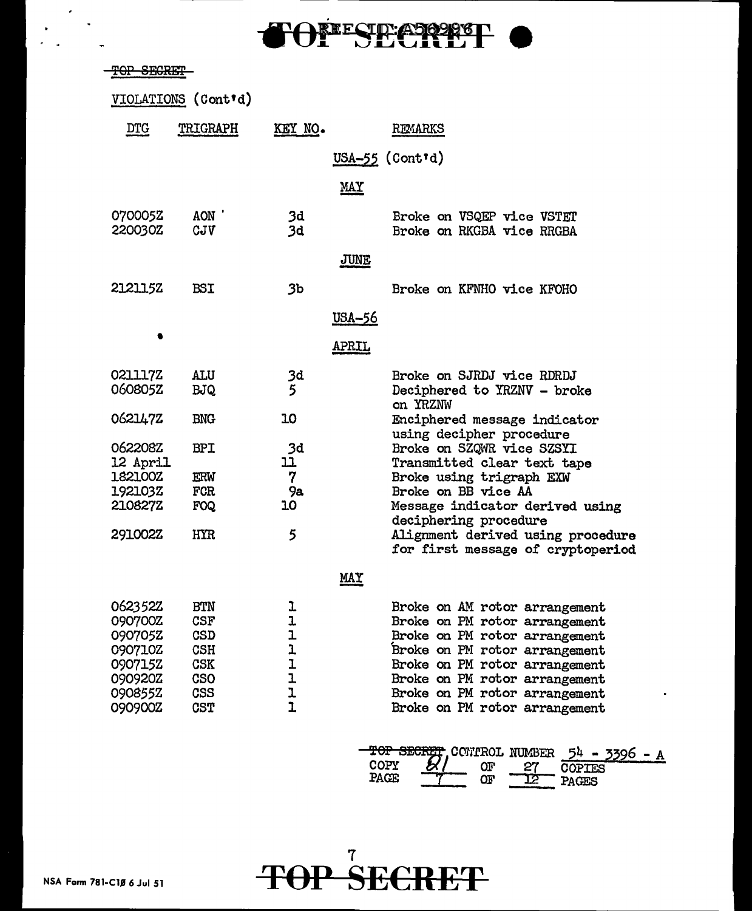~~TOP SECRET~~

VIOLATIONS (Cont'd)

| DTG | TRIGRAPH | KEY NO. | REMARKS |
|---|---|---|---|
| | | | **USA-55 (Cont'd)** |
| | | | **MAY** |
| 070005Z | AON | 3d | Broke on VSQEP vice VSTET |
| 220030Z | CJV | 3d | Broke on RKGBA vice RRGBA |
| | | | **JUNE** |
| 212115Z | BSI | 3b | Broke on KFNHO vice KFOHO |
| | | | **USA-56** |
| | | | **APRIL** |
| 021117Z | ALU | 3d | Broke on SJRDJ vice RDRDJ |
| 060805Z | BJQ | 5 | Deciphered to YRZNV - broke on YRZNW |
| 062147Z | BNG | 10 | Enciphered message indicator using decipher procedure |
| 062208Z | BPI | 3d | Broke on SZQWR vice SZSYI |
| 12 April | | 11 | Transmitted clear text tape |
| 182100Z | ERW | 7 | Broke using trigraph EXW |
| 192103Z | FCR | 9a | Broke on BB vice AA |
| 210827Z | FOQ | 10 | Message indicator derived using deciphering procedure |
| 291002Z | HYR | 5 | Alignment derived using procedure for first message of cryptoperiod |
| | | | **MAY** |
| 062352Z | BTN | 1 | Broke on AM rotor arrangement |
| 090700Z | CSF | 1 | Broke on PM rotor arrangement |
| 090705Z | CSD | 1 | Broke on PM rotor arrangement |
| 090710Z | CSH | 1 | Broke on PM rotor arrangement |
| 090715Z | CSK | 1 | Broke on PM rotor arrangement |
| 090920Z | CSO | 1 | Broke on PM rotor arrangement |
| 090855Z | CSS | 1 | Broke on PM rotor arrangement |
| 090900Z | CST | 1 | Broke on PM rotor arrangement |

~~TOP SECRET~~ CONTROL NUMBER 54 - 3396 - A
COPY 81 OF 27 COPIES
PAGE 7 OF 12 PAGES

NSA Form 781-C10 6 Jul 51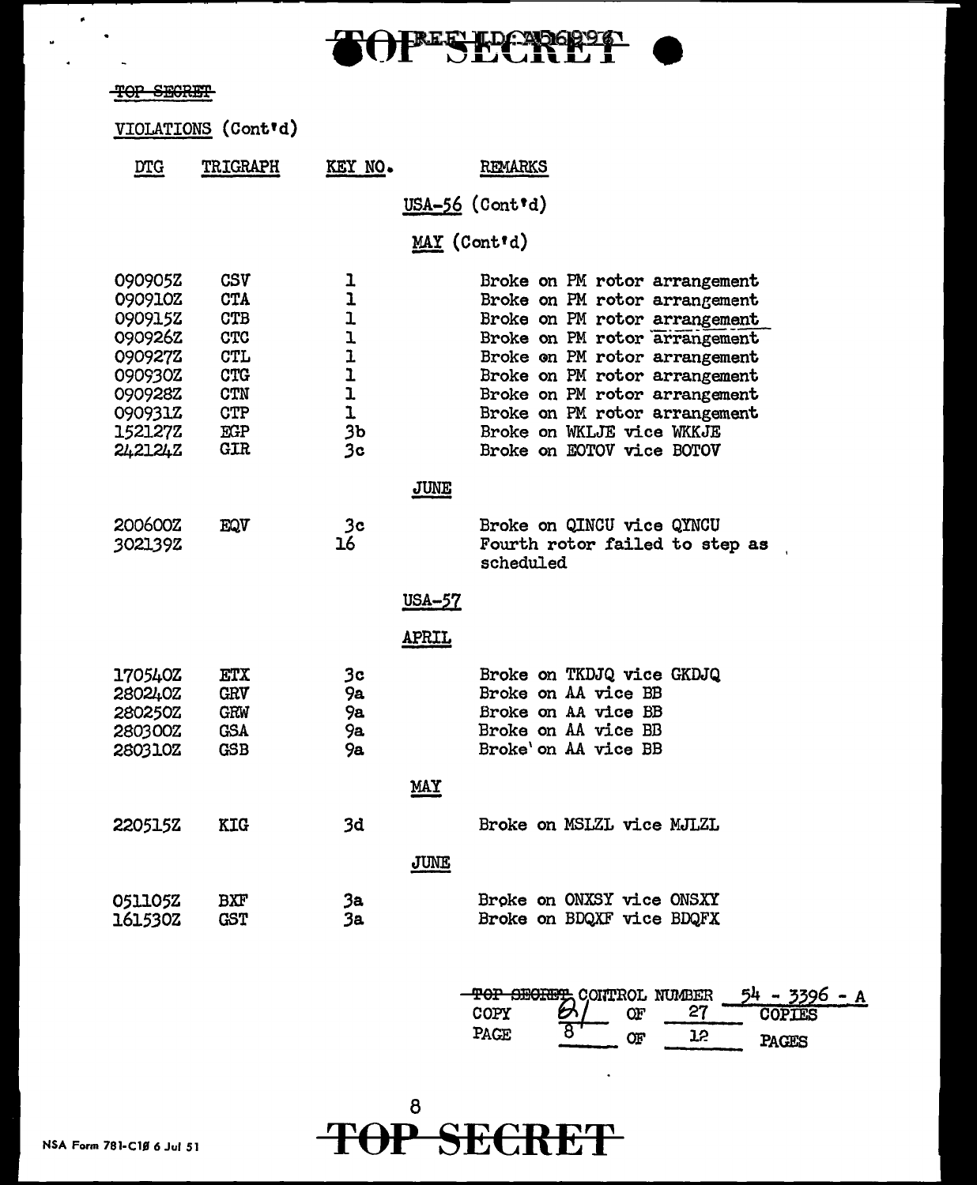TOP SECRET

VIOLATIONS (Cont'd)

| DTG | TRIGRAPH | KEY NO. | REMARKS |
|---|---|---|---|
| | | | **USA-56 (Cont'd)** |
| | | | **MAY (Cont'd)** |
| 090905Z | CSV | 1 | Broke on PM rotor arrangement |
| 090910Z | CTA | 1 | Broke on PM rotor arrangement |
| 090915Z | CTB | 1 | Broke on PM rotor arrangement |
| 090926Z | CTC | 1 | Broke on PM rotor arrangement |
| 090927Z | CTL | 1 | Broke on PM rotor arrangement |
| 090930Z | CTG | 1 | Broke on PM rotor arrangement |
| 090928Z | CTN | 1 | Broke on PM rotor arrangement |
| 090931Z | CTP | 1 | Broke on PM rotor arrangement |
| 152127Z | EGP | 3b | Broke on WKLJE vice WKKJE |
| 242124Z | GIR | 3c | Broke on EOTOV vice BOTOV |
| | | | **JUNE** |
| 200600Z | EQV | 3c | Broke on QINCU vice QYNCU |
| 302139Z | | 16 | Fourth rotor failed to step as scheduled |
| | | | **USA-57** |
| | | | **APRIL** |
| 170540Z | ETX | 3c | Broke on TKDJQ vice GKDJQ |
| 280240Z | GRV | 9a | Broke on AA vice BB |
| 280250Z | GRW | 9a | Broke on AA vice BB |
| 280300Z | GSA | 9a | Broke on AA vice BB |
| 280310Z | GSB | 9a | Broke on AA vice BB |
| | | | **MAY** |
| 220515Z | KIG | 3d | Broke on MSLZL vice MJLZL |
| | | | **JUNE** |
| 051105Z | BXF | 3a | Broke on ONXSY vice ONSXY |
| 161530Z | GST | 3a | Broke on BDQXF vice BDQFX |

TOP SECRET CONTROL NUMBER 54 - 3396 - A
COPY 21 OF 27 COPIES
PAGE 8 OF 12 PAGES

TOP SECRET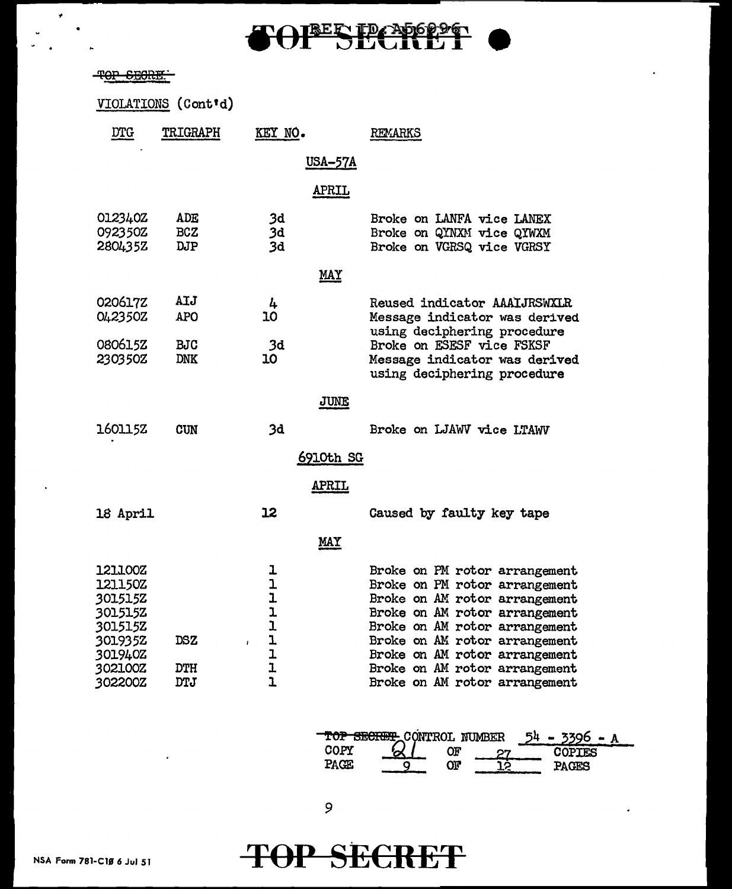TOP SECRET

VIOLATIONS (Cont'd)

| DTG | TRIGRAPH | KEY NO. | REMARKS |
|---|---|---|---|
| | | **USA-57A** | |
| | | **APRIL** | |
| 012340Z | ADE | 3d | Broke on LANFA vice LANEX |
| 092350Z | BCZ | 3d | Broke on QYNXM vice QYWXM |
| 280435Z | DJP | 3d | Broke on VGRSQ vice VGRSY |
| | | **MAY** | |
| 020617Z | AIJ | 4 | Reused indicator AAAIJRSWXLR |
| 042350Z | APO | 10 | Message indicator was derived using deciphering procedure |
| 080615Z | BJC | 3d | Broke on ESESF vice FSKSF |
| 230350Z | DNK | 10 | Message indicator was derived using deciphering procedure |
| | | **JUNE** | |
| 160115Z | CUN | 3d | Broke on LJAWV vice LTAWV |
| | | **6910th SG** | |
| | | **APRIL** | |
| 18 April | | 12 | Caused by faulty key tape |
| | | **MAY** | |
| 121100Z | | 1 | Broke on PM rotor arrangement |
| 121150Z | | 1 | Broke on PM rotor arrangement |
| 301515Z | | 1 | Broke on AM rotor arrangement |
| 301515Z | | 1 | Broke on AM rotor arrangement |
| 301515Z | | 1 | Broke on AM rotor arrangement |
| 301935Z | DSZ | 1 | Broke on AM rotor arrangement |
| 301940Z | | 1 | Broke on AM rotor arrangement |
| 302100Z | DTH | 1 | Broke on AM rotor arrangement |
| 302200Z | DTJ | 1 | Broke on AM rotor arrangement |

TOP SECRET CONTROL NUMBER 54 - 3396 - A
COPY 21 OF 27 COPIES
PAGE 9 OF 12 PAGES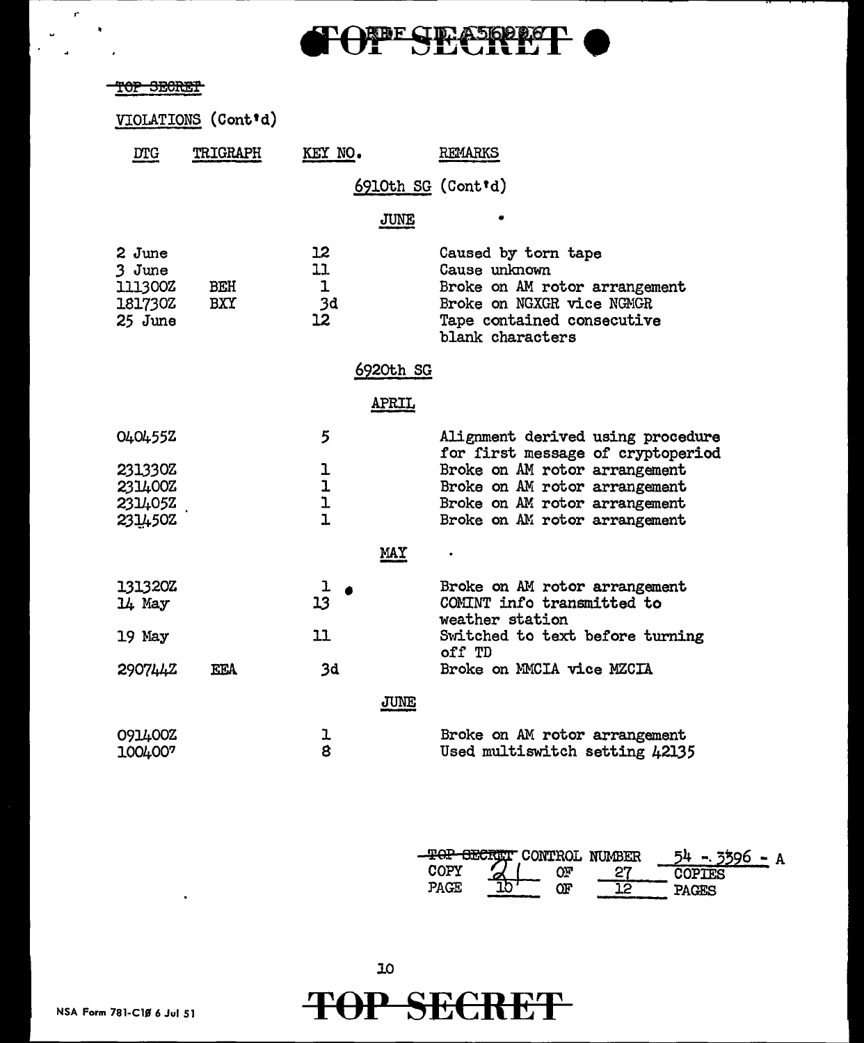TOP SECRET

VIOLATIONS (Cont'd)

| DTG | TRIGRAPH | KEY NO. | REMARKS |
|---|---|---|---|
| | | 6910th SG (Cont'd) | |
| | | JUNE | |
| 2 June | | 12 | Caused by torn tape |
| 3 June | | 11 | Cause unknown |
| 111300Z | BEH | 1 | Broke on AM rotor arrangement |
| 181730Z | BXY | 3d | Broke on NGXGR vice NGMGR |
| 25 June | | 12 | Tape contained consecutive blank characters |
| | | 6920th SG | |
| | | APRIL | |
| 040455Z | | 5 | Alignment derived using procedure for first message of cryptoperiod |
| 231330Z | | 1 | Broke on AM rotor arrangement |
| 231400Z | | 1 | Broke on AM rotor arrangement |
| 231405Z | | 1 | Broke on AM rotor arrangement |
| 231450Z | | 1 | Broke on AM rotor arrangement |
| | | MAY | |
| 131320Z | | 1 | Broke on AM rotor arrangement |
| 14 May | | 13 | COMINT info transmitted to weather station |
| 19 May | | 11 | Switched to text before turning off TD |
| 290744Z | EEA | 3d | Broke on MMCIA vice MZCIA |
| | | JUNE | |
| 091400Z | | 1 | Broke on AM rotor arrangement |
| 100400? | | 8 | Used multiswitch setting 42135 |

TOP SECRET CONTROL NUMBER 54 - 3396 - A
COPY 21 OF 27 COPIES
PAGE 10 OF 12 PAGES

NSA Form 781-C10 6 Jul 51

TOP SECRET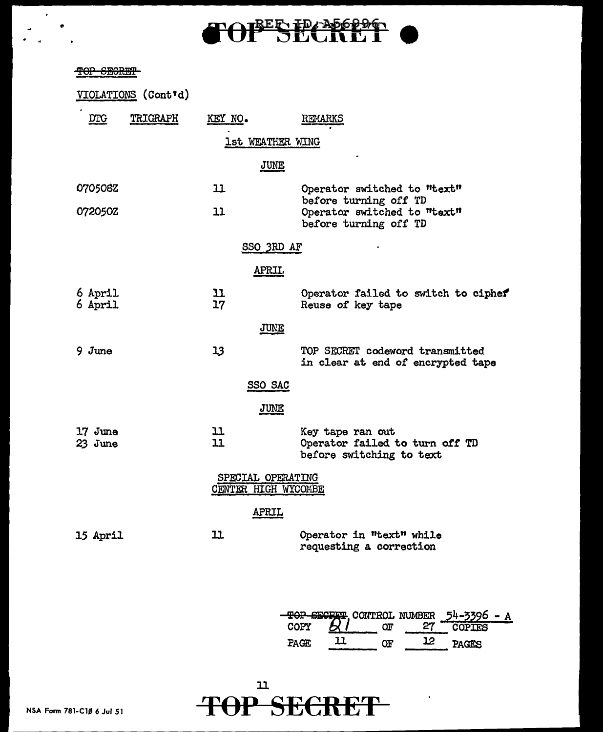~~TOP SECRET~~

VIOLATIONS (Cont'd)

| DTG | TRIGRAPH | KEY NO. | REMARKS |
|---|---|---|---|
| | | **1st WEATHER WING** | |
| | | **JUNE** | |
| 070508Z | | 11 | Operator switched to "text" before turning off TD |
| 072050Z | | 11 | Operator switched to "text" before turning off TD |
| | | **SSO 3RD AF** | |
| | | **APRIL** | |
| 6 April | | 11 | Operator failed to switch to cipher |
| 6 April | | 17 | Reuse of key tape |
| | | **JUNE** | |
| 9 June | | 13 | TOP SECRET codeword transmitted in clear at end of encrypted tape |
| | | **SSO SAC** | |
| | | **JUNE** | |
| 17 June | | 11 | Key tape ran out |
| 23 June | | 11 | Operator failed to turn off TD before switching to text |
| | | **SPECIAL OPERATING CENTER HIGH WYCOMBE** | |
| | | **APRIL** | |
| 15 April | | 11 | Operator in "text" while requesting a correction |

~~TOP SECRET~~ CONTROL NUMBER 54-3396 - A
COPY 21 OF 27 COPIES
PAGE 11 OF 12 PAGES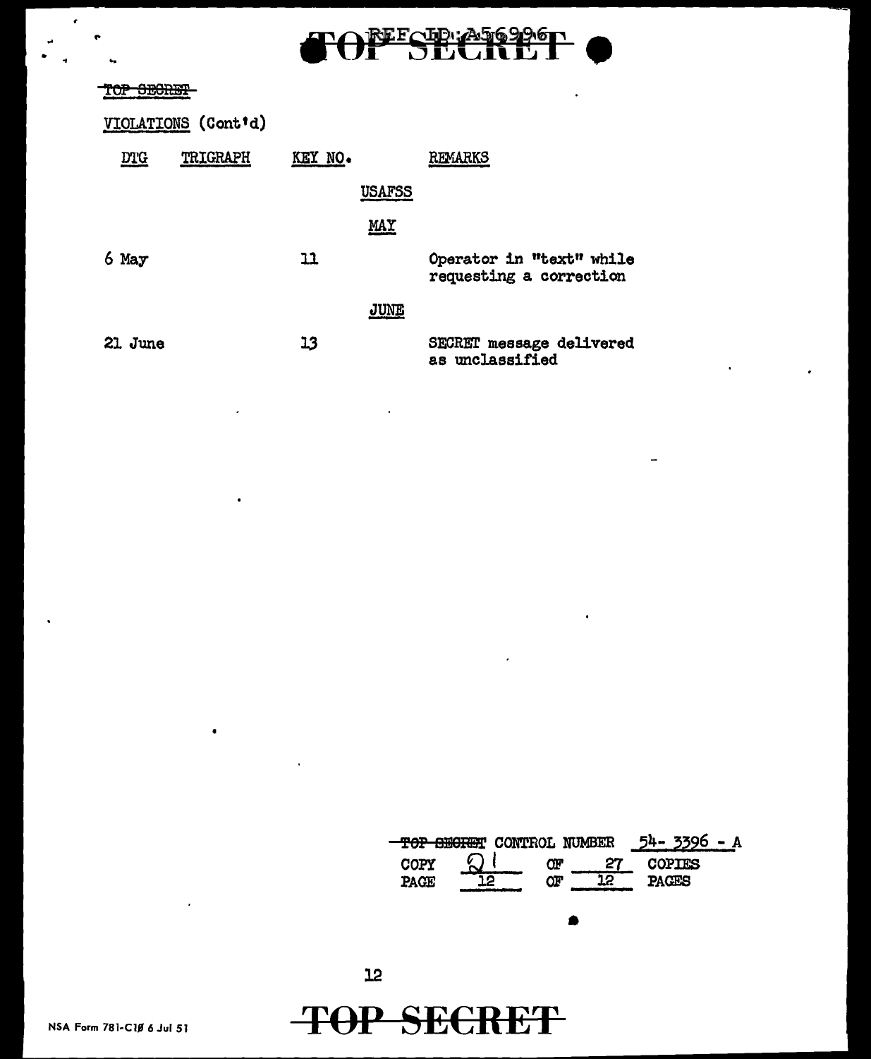~~TOP SECRET~~

VIOLATIONS (Cont'd)

| DTG | TRIGRAPH | KEY NO. | REMARKS |
|---|---|---|---|
| | | USAFSS | |
| | | MAY | |
| 6 May | | 11 | Operator in "text" while requesting a correction |
| | | JUNE | |
| 21 June | | 13 | SECRET message delivered as unclassified |

~~TOP SECRET~~ CONTROL NUMBER 54- 3396 - A
COPY 21 OF 27 COPIES
PAGE 12 OF 12 PAGES

NSA Form 781-C10 6 Jul 51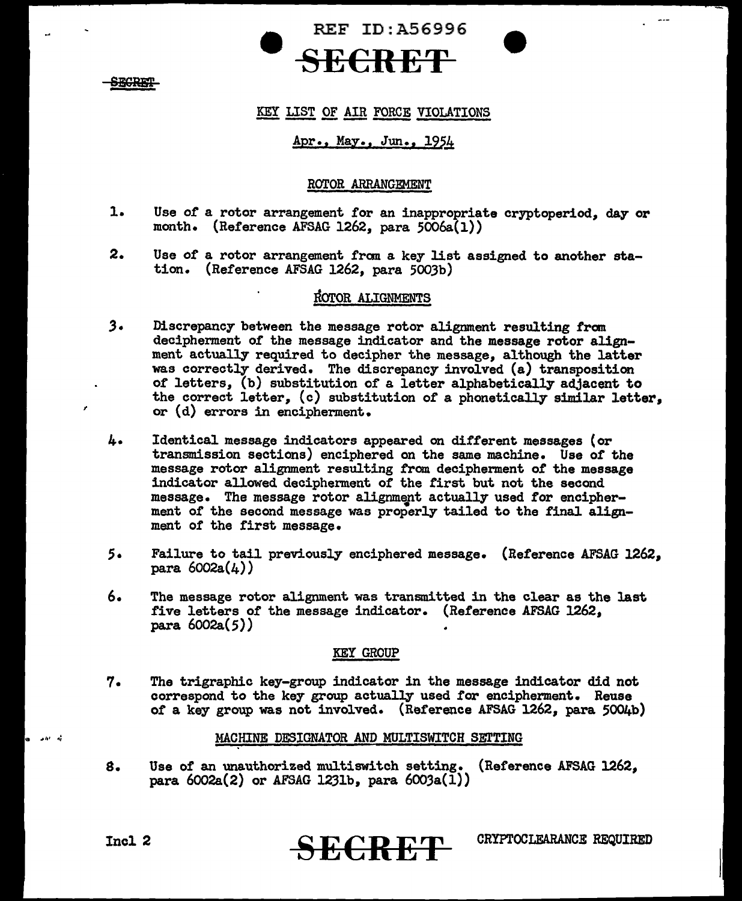REF ID:A56996

SECRET

SECRET

## KEY LIST OF AIR FORCE VIOLATIONS

### Apr., May., Jun., 1954

#### ROTOR ARRANGEMENT

1. Use of a rotor arrangement for an inappropriate cryptoperiod, day or month. (Reference AFSAG 1262, para 5006a(1))

2. Use of a rotor arrangement from a key list assigned to another station. (Reference AFSAG 1262, para 5003b)

#### ROTOR ALIGNMENTS

3. Discrepancy between the message rotor alignment resulting from decipherment of the message indicator and the message rotor alignment actually required to decipher the message, although the latter was correctly derived. The discrepancy involved (a) transposition of letters, (b) substitution of a letter alphabetically adjacent to the correct letter, (c) substitution of a phonetically similar letter, or (d) errors in encipherment.

4. Identical message indicators appeared on different messages (or transmission sections) enciphered on the same machine. Use of the message rotor alignment resulting from decipherment of the message indicator allowed decipherment of the first but not the second message. The message rotor alignment actually used for encipherment of the second message was properly tailed to the final alignment of the first message.

5. Failure to tail previously enciphered message. (Reference AFSAG 1262, para 6002a(4))

6. The message rotor alignment was transmitted in the clear as the last five letters of the message indicator. (Reference AFSAG 1262, para 6002a(5))

#### KEY GROUP

7. The trigraphic key-group indicator in the message indicator did not correspond to the key group actually used for encipherment. Reuse of a key group was not involved. (Reference AFSAG 1262, para 5004b)

#### MACHINE DESIGNATOR AND MULTISWITCH SETTING

8. Use of an unauthorized multiswitch setting. (Reference AFSAG 1262, para 6002a(2) or AFSAG 1231b, para 6003a(1))

Incl 2

SECRET

CRYPTOCLEARANCE REQUIRED